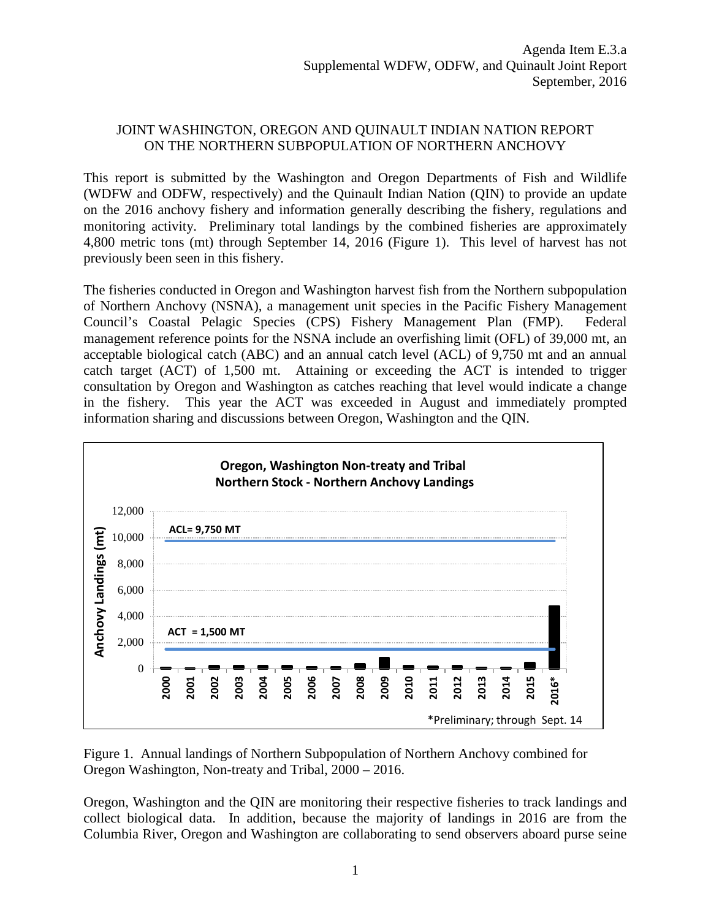Agenda Item E.3.a
Supplemental WDFW, ODFW, and Quinault Joint Report
September, 2016

# JOINT WASHINGTON, OREGON AND QUINAULT INDIAN NATION REPORT ON THE NORTHERN SUBPOPULATION OF NORTHERN ANCHOVY

This report is submitted by the Washington and Oregon Departments of Fish and Wildlife (WDFW and ODFW, respectively) and the Quinault Indian Nation (QIN) to provide an update on the 2016 anchovy fishery and information generally describing the fishery, regulations and monitoring activity. Preliminary total landings by the combined fisheries are approximately 4,800 metric tons (mt) through September 14, 2016 (Figure 1). This level of harvest has not previously been seen in this fishery.

The fisheries conducted in Oregon and Washington harvest fish from the Northern subpopulation of Northern Anchovy (NSNA), a management unit species in the Pacific Fishery Management Council's Coastal Pelagic Species (CPS) Fishery Management Plan (FMP). Federal management reference points for the NSNA include an overfishing limit (OFL) of 39,000 mt, an acceptable biological catch (ABC) and an annual catch level (ACL) of 9,750 mt and an annual catch target (ACT) of 1,500 mt. Attaining or exceeding the ACT is intended to trigger consultation by Oregon and Washington as catches reaching that level would indicate a change in the fishery. This year the ACT was exceeded in August and immediately prompted information sharing and discussions between Oregon, Washington and the QIN.

**Oregon, Washington Non-treaty and Tribal Northern Stock - Northern Anchovy Landings**

ACL= 9,750 MT

ACT = 1,500 MT

*Preliminary; through Sept. 14

Figure 1. Annual landings of Northern Subpopulation of Northern Anchovy combined for Oregon Washington, Non-treaty and Tribal, 2000 – 2016.

Oregon, Washington and the QIN are monitoring their respective fisheries to track landings and collect biological data. In addition, because the majority of landings in 2016 are from the Columbia River, Oregon and Washington are collaborating to send observers aboard purse seine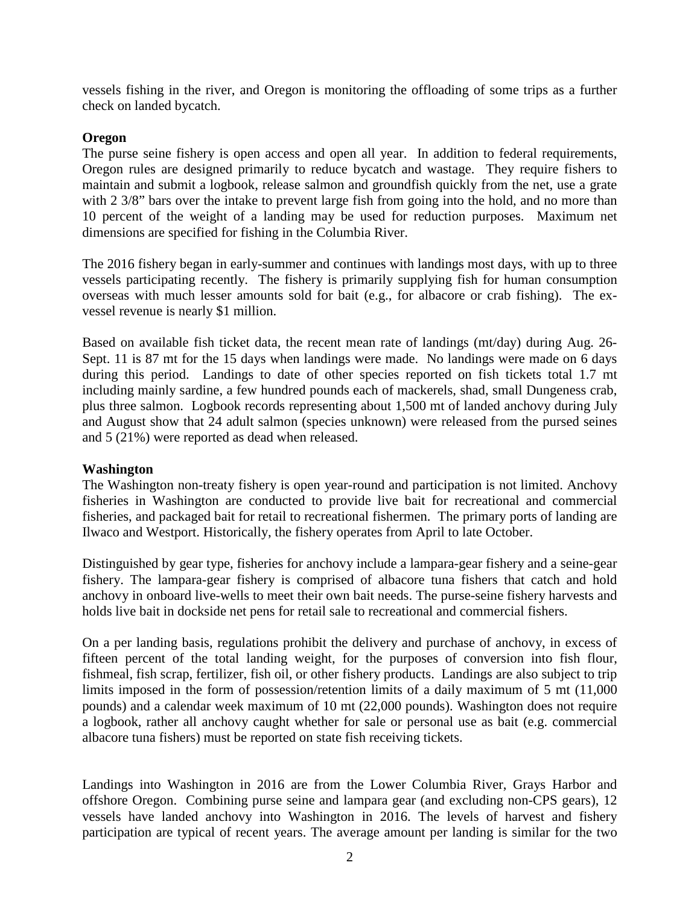vessels fishing in the river, and Oregon is monitoring the offloading of some trips as a further check on landed bycatch.

**Oregon**

The purse seine fishery is open access and open all year. In addition to federal requirements, Oregon rules are designed primarily to reduce bycatch and wastage. They require fishers to maintain and submit a logbook, release salmon and groundfish quickly from the net, use a grate with 2 3/8" bars over the intake to prevent large fish from going into the hold, and no more than 10 percent of the weight of a landing may be used for reduction purposes. Maximum net dimensions are specified for fishing in the Columbia River.

The 2016 fishery began in early-summer and continues with landings most days, with up to three vessels participating recently. The fishery is primarily supplying fish for human consumption overseas with much lesser amounts sold for bait (e.g., for albacore or crab fishing). The ex-vessel revenue is nearly $1 million.

Based on available fish ticket data, the recent mean rate of landings (mt/day) during Aug. 26-Sept. 11 is 87 mt for the 15 days when landings were made. No landings were made on 6 days during this period. Landings to date of other species reported on fish tickets total 1.7 mt including mainly sardine, a few hundred pounds each of mackerels, shad, small Dungeness crab, plus three salmon. Logbook records representing about 1,500 mt of landed anchovy during July and August show that 24 adult salmon (species unknown) were released from the pursed seines and 5 (21%) were reported as dead when released.

**Washington**

The Washington non-treaty fishery is open year-round and participation is not limited. Anchovy fisheries in Washington are conducted to provide live bait for recreational and commercial fisheries, and packaged bait for retail to recreational fishermen. The primary ports of landing are Ilwaco and Westport. Historically, the fishery operates from April to late October.

Distinguished by gear type, fisheries for anchovy include a lampara-gear fishery and a seine-gear fishery. The lampara-gear fishery is comprised of albacore tuna fishers that catch and hold anchovy in onboard live-wells to meet their own bait needs. The purse-seine fishery harvests and holds live bait in dockside net pens for retail sale to recreational and commercial fishers.

On a per landing basis, regulations prohibit the delivery and purchase of anchovy, in excess of fifteen percent of the total landing weight, for the purposes of conversion into fish flour, fishmeal, fish scrap, fertilizer, fish oil, or other fishery products. Landings are also subject to trip limits imposed in the form of possession/retention limits of a daily maximum of 5 mt (11,000 pounds) and a calendar week maximum of 10 mt (22,000 pounds). Washington does not require a logbook, rather all anchovy caught whether for sale or personal use as bait (e.g. commercial albacore tuna fishers) must be reported on state fish receiving tickets.

Landings into Washington in 2016 are from the Lower Columbia River, Grays Harbor and offshore Oregon. Combining purse seine and lampara gear (and excluding non-CPS gears), 12 vessels have landed anchovy into Washington in 2016. The levels of harvest and fishery participation are typical of recent years. The average amount per landing is similar for the two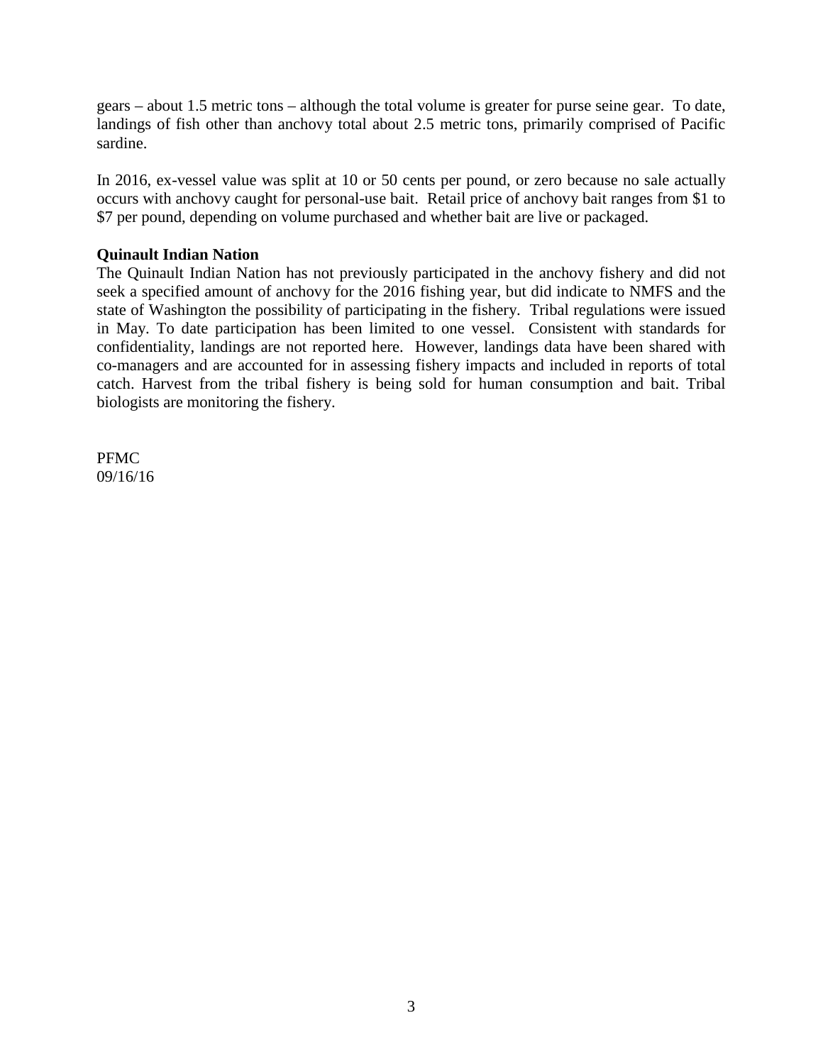gears – about 1.5 metric tons – although the total volume is greater for purse seine gear. To date, landings of fish other than anchovy total about 2.5 metric tons, primarily comprised of Pacific sardine.

In 2016, ex-vessel value was split at 10 or 50 cents per pound, or zero because no sale actually occurs with anchovy caught for personal-use bait. Retail price of anchovy bait ranges from $1 to $7 per pound, depending on volume purchased and whether bait are live or packaged.

**Quinault Indian Nation**

The Quinault Indian Nation has not previously participated in the anchovy fishery and did not seek a specified amount of anchovy for the 2016 fishing year, but did indicate to NMFS and the state of Washington the possibility of participating in the fishery. Tribal regulations were issued in May. To date participation has been limited to one vessel. Consistent with standards for confidentiality, landings are not reported here. However, landings data have been shared with co-managers and are accounted for in assessing fishery impacts and included in reports of total catch. Harvest from the tribal fishery is being sold for human consumption and bait. Tribal biologists are monitoring the fishery.

PFMC
09/16/16